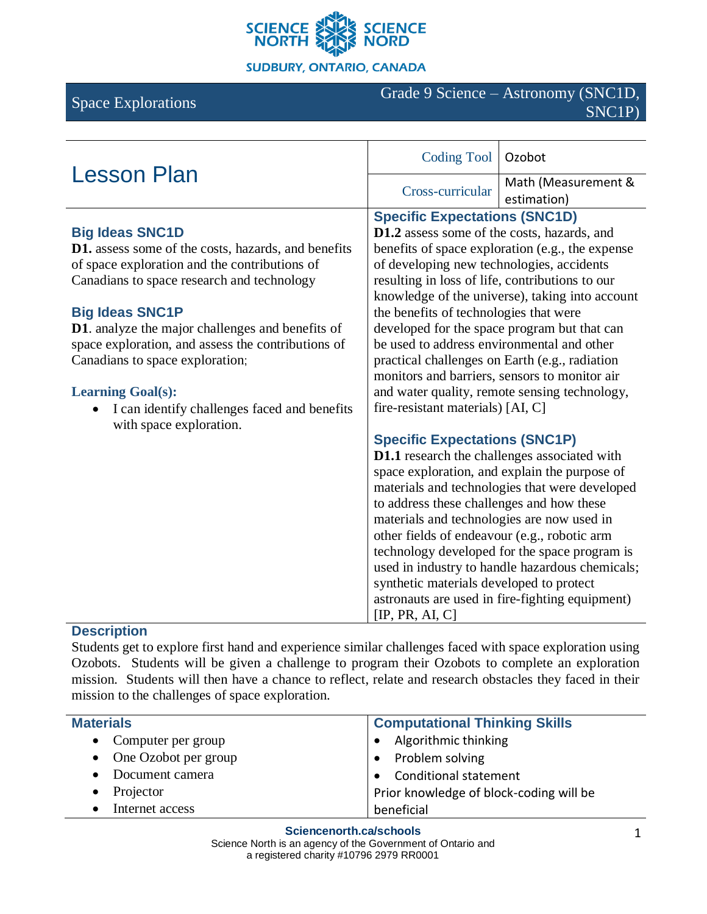SCIENCE NORTH | SCIENCE NORD

SUDBURY, ONTARIO, CANADA

| Space Explorations | Grade 9 Science – Astronomy (SNC1D, SNC1P) |
|---|---|

# Lesson Plan

| Coding Tool | Ozobot |
|---|---|
| Cross-curricular | Math (Measurement & estimation) |

### Big Ideas SNC1D

**D1.** assess some of the costs, hazards, and benefits of space exploration and the contributions of Canadians to space research and technology

### Big Ideas SNC1P

**D1**. analyze the major challenges and benefits of space exploration, and assess the contributions of Canadians to space exploration;

### Learning Goal(s):

- I can identify challenges faced and benefits with space exploration.

### Specific Expectations (SNC1D)

**D1.2** assess some of the costs, hazards, and benefits of space exploration (e.g., the expense of developing new technologies, accidents resulting in loss of life, contributions to our knowledge of the universe), taking into account the benefits of technologies that were developed for the space program but that can be used to address environmental and other practical challenges on Earth (e.g., radiation monitors and barriers, sensors to monitor air and water quality, remote sensing technology, fire-resistant materials) [AI, C]

### Specific Expectations (SNC1P)

**D1.1** research the challenges associated with space exploration, and explain the purpose of materials and technologies that were developed to address these challenges and how these materials and technologies are now used in other fields of endeavour (e.g., robotic arm technology developed for the space program is used in industry to handle hazardous chemicals; synthetic materials developed to protect astronauts are used in fire-fighting equipment) [IP, PR, AI, C]

### Description

Students get to explore first hand and experience similar challenges faced with space exploration using Ozobots. Students will be given a challenge to program their Ozobots to complete an exploration mission. Students will then have a chance to reflect, relate and research obstacles they faced in their mission to the challenges of space exploration.

### Materials

- Computer per group
- One Ozobot per group
- Document camera
- Projector
- Internet access

### Computational Thinking Skills

- Algorithmic thinking
- Problem solving
- Conditional statement

Prior knowledge of block-coding will be beneficial

**Sciencenorth.ca/schools**
Science North is an agency of the Government of Ontario and a registered charity #10796 2979 RR0001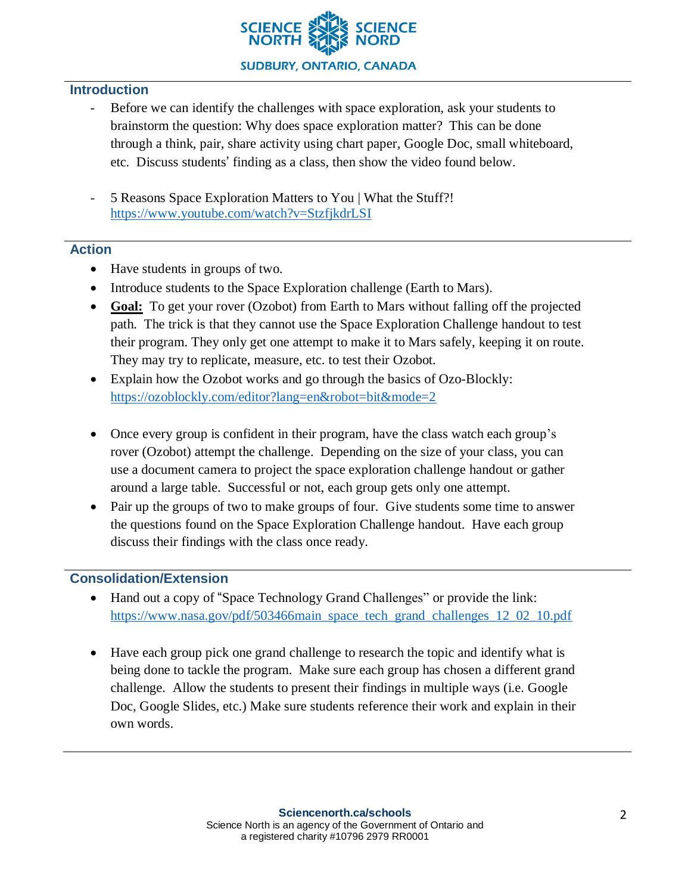## Introduction

- Before we can identify the challenges with space exploration, ask your students to brainstorm the question: Why does space exploration matter? This can be done through a think, pair, share activity using chart paper, Google Doc, small whiteboard, etc. Discuss students' finding as a class, then show the video found below.

- 5 Reasons Space Exploration Matters to You | What the Stuff?!
  https://www.youtube.com/watch?v=StzfjkdrLSI

## Action

- Have students in groups of two.
- Introduce students to the Space Exploration challenge (Earth to Mars).
- **Goal:** To get your rover (Ozobot) from Earth to Mars without falling off the projected path. The trick is that they cannot use the Space Exploration Challenge handout to test their program. They only get one attempt to make it to Mars safely, keeping it on route. They may try to replicate, measure, etc. to test their Ozobot.
- Explain how the Ozobot works and go through the basics of Ozo-Blockly: https://ozoblockly.com/editor?lang=en&robot=bit&mode=2

- Once every group is confident in their program, have the class watch each group's rover (Ozobot) attempt the challenge. Depending on the size of your class, you can use a document camera to project the space exploration challenge handout or gather around a large table. Successful or not, each group gets only one attempt.
- Pair up the groups of two to make groups of four. Give students some time to answer the questions found on the Space Exploration Challenge handout. Have each group discuss their findings with the class once ready.

## Consolidation/Extension

- Hand out a copy of "Space Technology Grand Challenges" or provide the link: https://www.nasa.gov/pdf/503466main_space_tech_grand_challenges_12_02_10.pdf

- Have each group pick one grand challenge to research the topic and identify what is being done to tackle the program. Make sure each group has chosen a different grand challenge. Allow the students to present their findings in multiple ways (i.e. Google Doc, Google Slides, etc.) Make sure students reference their work and explain in their own words.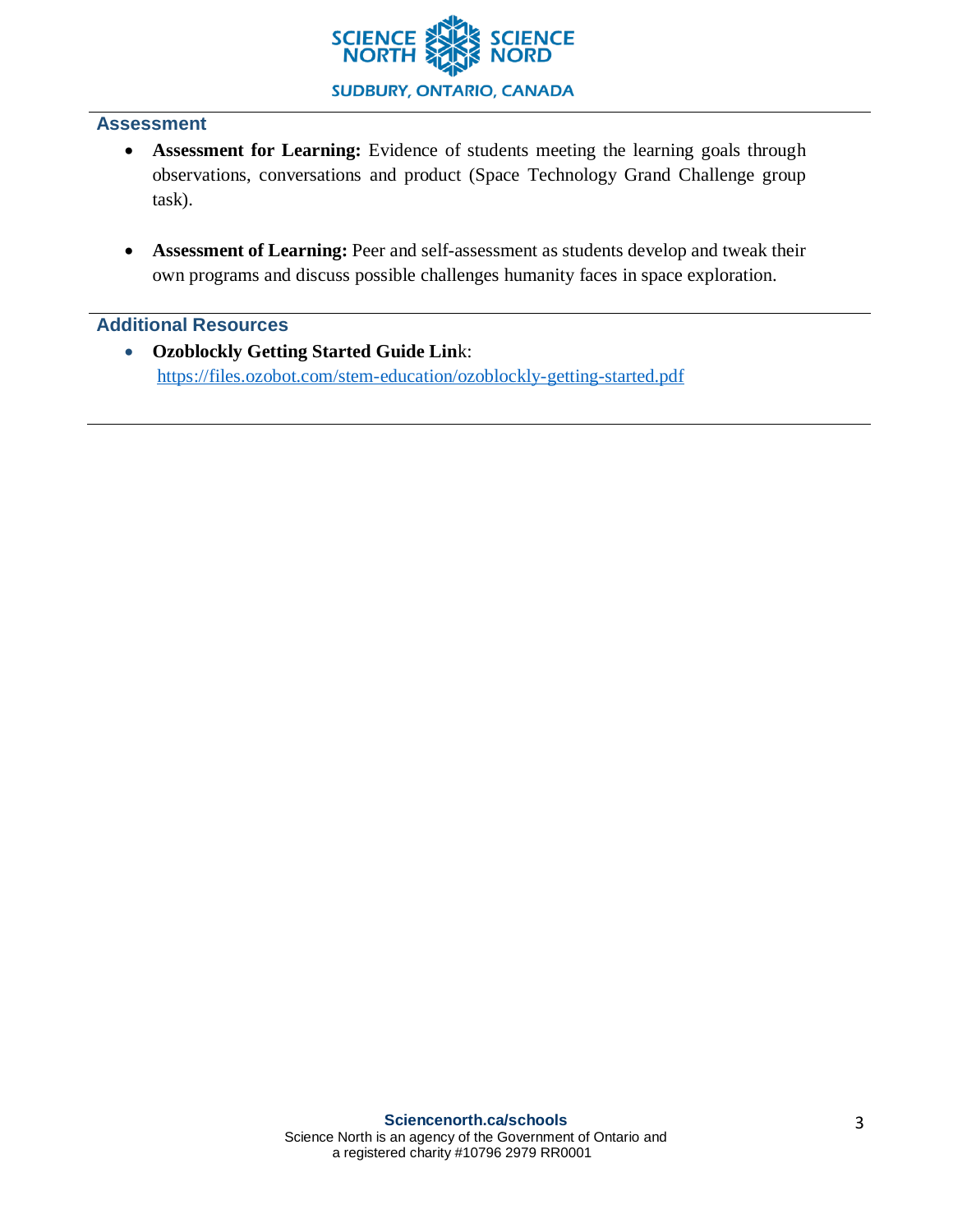## Assessment

- **Assessment for Learning:** Evidence of students meeting the learning goals through observations, conversations and product (Space Technology Grand Challenge group task).

- **Assessment of Learning:** Peer and self-assessment as students develop and tweak their own programs and discuss possible challenges humanity faces in space exploration.

## Additional Resources

- **Ozoblockly Getting Started Guide Lin**k: https://files.ozobot.com/stem-education/ozoblockly-getting-started.pdf